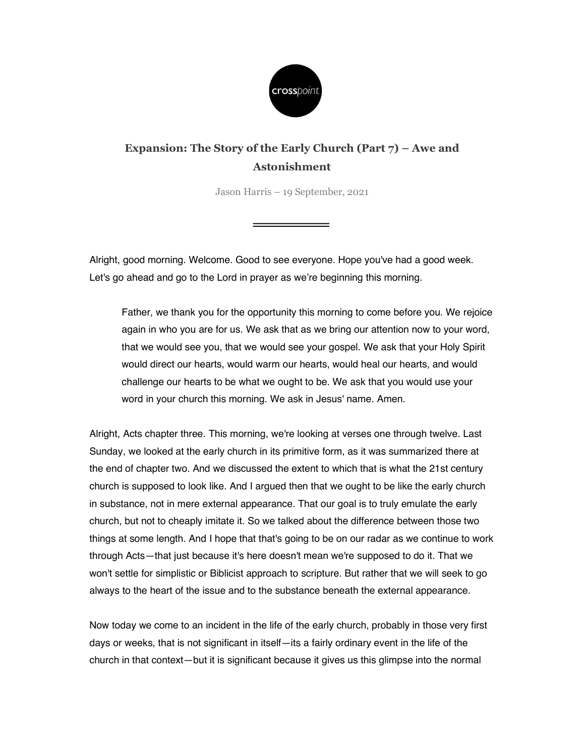# Expansion: The Story of the Early Church (Part 7) – Awe and Astonishment

Jason Harris – 19 September, 2021

Alright, good morning. Welcome. Good to see everyone. Hope you've had a good week. Let's go ahead and go to the Lord in prayer as we're beginning this morning.

> Father, we thank you for the opportunity this morning to come before you. We rejoice again in who you are for us. We ask that as we bring our attention now to your word, that we would see you, that we would see your gospel. We ask that your Holy Spirit would direct our hearts, would warm our hearts, would heal our hearts, and would challenge our hearts to be what we ought to be. We ask that you would use your word in your church this morning. We ask in Jesus' name. Amen.

Alright, Acts chapter three. This morning, we're looking at verses one through twelve. Last Sunday, we looked at the early church in its primitive form, as it was summarized there at the end of chapter two. And we discussed the extent to which that is what the 21st century church is supposed to look like. And I argued then that we ought to be like the early church in substance, not in mere external appearance. That our goal is to truly emulate the early church, but not to cheaply imitate it. So we talked about the difference between those two things at some length. And I hope that that's going to be on our radar as we continue to work through Acts—that just because it's here doesn't mean we're supposed to do it. That we won't settle for simplistic or Biblicist approach to scripture. But rather that we will seek to go always to the heart of the issue and to the substance beneath the external appearance.

Now today we come to an incident in the life of the early church, probably in those very first days or weeks, that is not significant in itself—its a fairly ordinary event in the life of the church in that context—but it is significant because it gives us this glimpse into the normal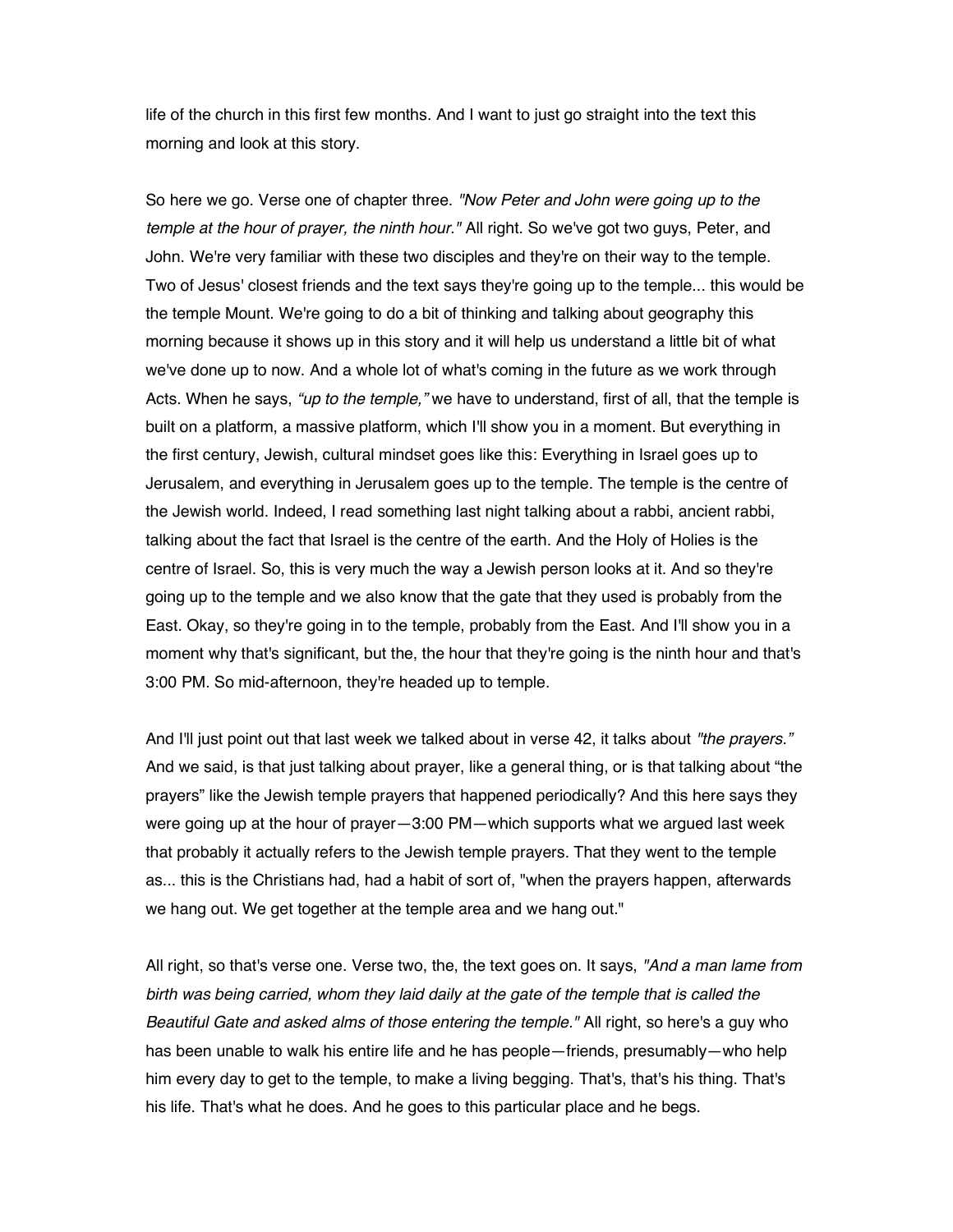life of the church in this first few months. And I want to just go straight into the text this morning and look at this story.

So here we go. Verse one of chapter three. *"Now Peter and John were going up to the temple at the hour of prayer, the ninth hour."* All right. So we've got two guys, Peter, and John. We're very familiar with these two disciples and they're on their way to the temple. Two of Jesus' closest friends and the text says they're going up to the temple... this would be the temple Mount. We're going to do a bit of thinking and talking about geography this morning because it shows up in this story and it will help us understand a little bit of what we've done up to now. And a whole lot of what's coming in the future as we work through Acts. When he says, *“up to the temple,”* we have to understand, first of all, that the temple is built on a platform, a massive platform, which I'll show you in a moment. But everything in the first century, Jewish, cultural mindset goes like this: Everything in Israel goes up to Jerusalem, and everything in Jerusalem goes up to the temple. The temple is the centre of the Jewish world. Indeed, I read something last night talking about a rabbi, ancient rabbi, talking about the fact that Israel is the centre of the earth. And the Holy of Holies is the centre of Israel. So, this is very much the way a Jewish person looks at it. And so they're going up to the temple and we also know that the gate that they used is probably from the East. Okay, so they're going in to the temple, probably from the East. And I'll show you in a moment why that's significant, but the, the hour that they're going is the ninth hour and that's 3:00 PM. So mid-afternoon, they're headed up to temple.

And I'll just point out that last week we talked about in verse 42, it talks about *"the prayers."* And we said, is that just talking about prayer, like a general thing, or is that talking about “the prayers” like the Jewish temple prayers that happened periodically? And this here says they were going up at the hour of prayer—3:00 PM—which supports what we argued last week that probably it actually refers to the Jewish temple prayers. That they went to the temple as... this is the Christians had, had a habit of sort of, "when the prayers happen, afterwards we hang out. We get together at the temple area and we hang out."

All right, so that's verse one. Verse two, the, the text goes on. It says, *"And a man lame from birth was being carried, whom they laid daily at the gate of the temple that is called the Beautiful Gate and asked alms of those entering the temple."* All right, so here's a guy who has been unable to walk his entire life and he has people—friends, presumably—who help him every day to get to the temple, to make a living begging. That's, that's his thing. That's his life. That's what he does. And he goes to this particular place and he begs.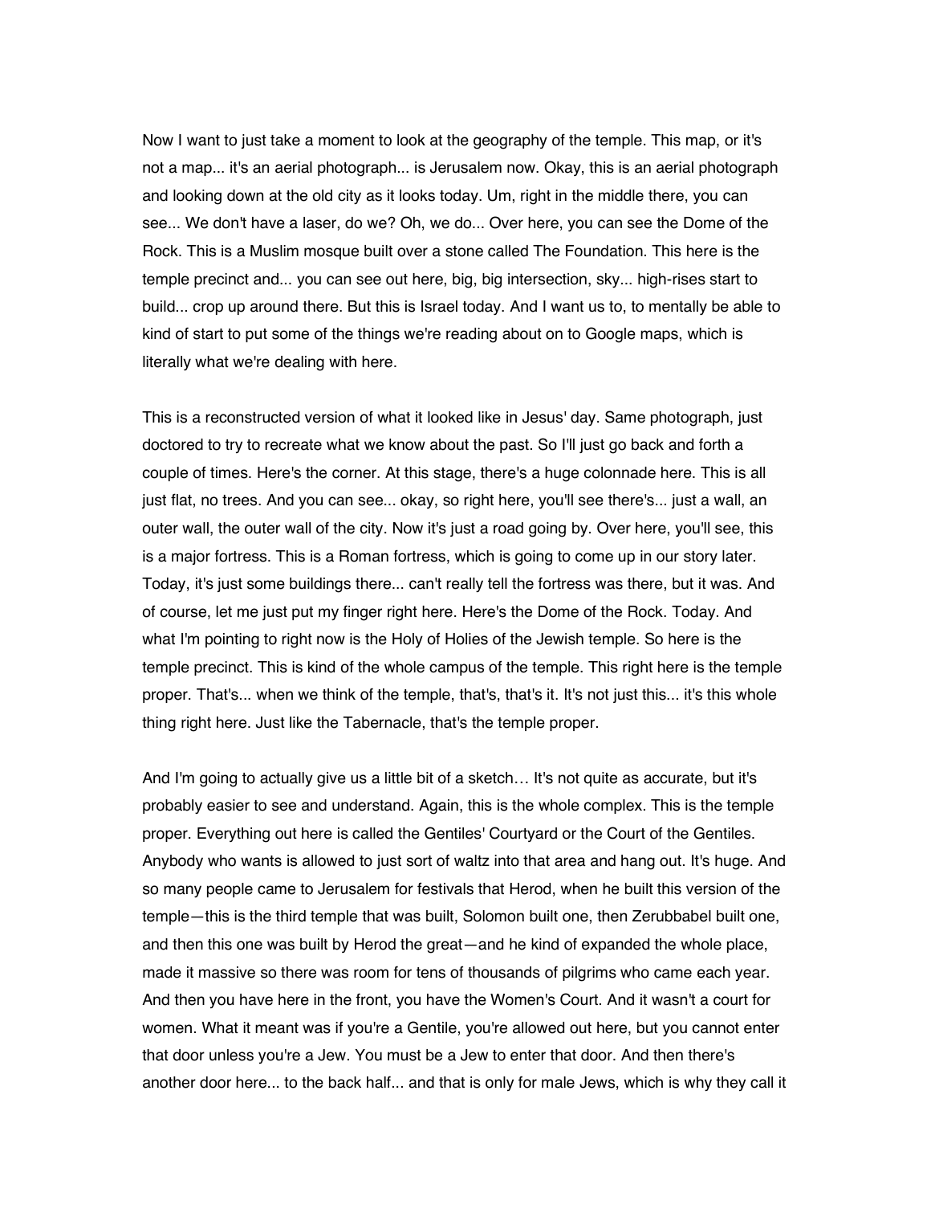Now I want to just take a moment to look at the geography of the temple. This map, or it's not a map... it's an aerial photograph... is Jerusalem now. Okay, this is an aerial photograph and looking down at the old city as it looks today. Um, right in the middle there, you can see... We don't have a laser, do we? Oh, we do... Over here, you can see the Dome of the Rock. This is a Muslim mosque built over a stone called The Foundation. This here is the temple precinct and... you can see out here, big, big intersection, sky... high-rises start to build... crop up around there. But this is Israel today. And I want us to, to mentally be able to kind of start to put some of the things we're reading about on to Google maps, which is literally what we're dealing with here.

This is a reconstructed version of what it looked like in Jesus' day. Same photograph, just doctored to try to recreate what we know about the past. So I'll just go back and forth a couple of times. Here's the corner. At this stage, there's a huge colonnade here. This is all just flat, no trees. And you can see... okay, so right here, you'll see there's... just a wall, an outer wall, the outer wall of the city. Now it's just a road going by. Over here, you'll see, this is a major fortress. This is a Roman fortress, which is going to come up in our story later. Today, it's just some buildings there... can't really tell the fortress was there, but it was. And of course, let me just put my finger right here. Here's the Dome of the Rock. Today. And what I'm pointing to right now is the Holy of Holies of the Jewish temple. So here is the temple precinct. This is kind of the whole campus of the temple. This right here is the temple proper. That's... when we think of the temple, that's, that's it. It's not just this... it's this whole thing right here. Just like the Tabernacle, that's the temple proper.

And I'm going to actually give us a little bit of a sketch… It's not quite as accurate, but it's probably easier to see and understand. Again, this is the whole complex. This is the temple proper. Everything out here is called the Gentiles' Courtyard or the Court of the Gentiles. Anybody who wants is allowed to just sort of waltz into that area and hang out. It's huge. And so many people came to Jerusalem for festivals that Herod, when he built this version of the temple—this is the third temple that was built, Solomon built one, then Zerubbabel built one, and then this one was built by Herod the great—and he kind of expanded the whole place, made it massive so there was room for tens of thousands of pilgrims who came each year. And then you have here in the front, you have the Women's Court. And it wasn't a court for women. What it meant was if you're a Gentile, you're allowed out here, but you cannot enter that door unless you're a Jew. You must be a Jew to enter that door. And then there's another door here... to the back half... and that is only for male Jews, which is why they call it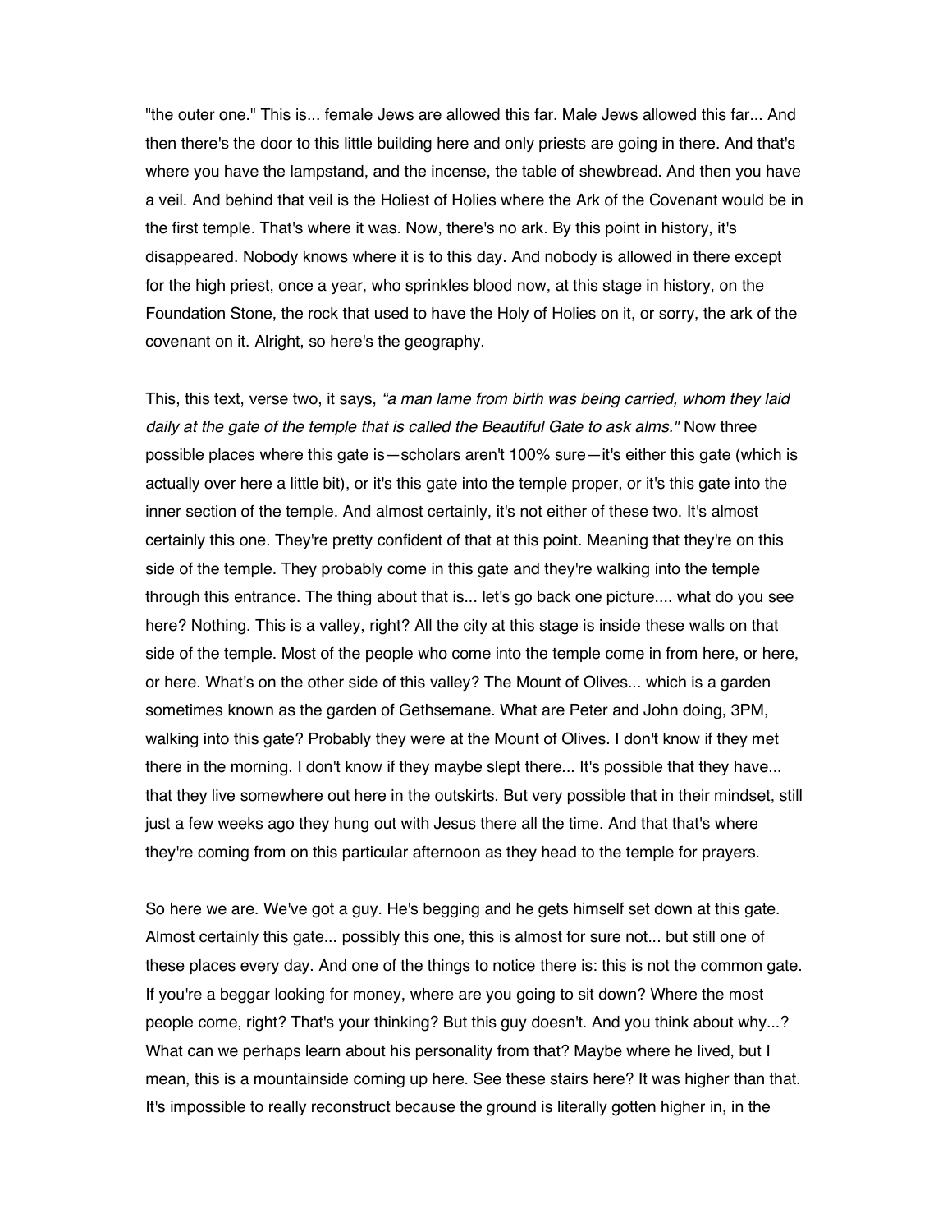"the outer one." This is... female Jews are allowed this far. Male Jews allowed this far... And then there's the door to this little building here and only priests are going in there. And that's where you have the lampstand, and the incense, the table of shewbread. And then you have a veil. And behind that veil is the Holiest of Holies where the Ark of the Covenant would be in the first temple. That's where it was. Now, there's no ark. By this point in history, it's disappeared. Nobody knows where it is to this day. And nobody is allowed in there except for the high priest, once a year, who sprinkles blood now, at this stage in history, on the Foundation Stone, the rock that used to have the Holy of Holies on it, or sorry, the ark of the covenant on it. Alright, so here's the geography.

This, this text, verse two, it says, *"a man lame from birth was being carried, whom they laid daily at the gate of the temple that is called the Beautiful Gate to ask alms."* Now three possible places where this gate is—scholars aren't 100% sure—it's either this gate (which is actually over here a little bit), or it's this gate into the temple proper, or it's this gate into the inner section of the temple. And almost certainly, it's not either of these two. It's almost certainly this one. They're pretty confident of that at this point. Meaning that they're on this side of the temple. They probably come in this gate and they're walking into the temple through this entrance. The thing about that is... let's go back one picture.... what do you see here? Nothing. This is a valley, right? All the city at this stage is inside these walls on that side of the temple. Most of the people who come into the temple come in from here, or here, or here. What's on the other side of this valley? The Mount of Olives... which is a garden sometimes known as the garden of Gethsemane. What are Peter and John doing, 3PM, walking into this gate? Probably they were at the Mount of Olives. I don't know if they met there in the morning. I don't know if they maybe slept there... It's possible that they have... that they live somewhere out here in the outskirts. But very possible that in their mindset, still just a few weeks ago they hung out with Jesus there all the time. And that that's where they're coming from on this particular afternoon as they head to the temple for prayers.

So here we are. We've got a guy. He's begging and he gets himself set down at this gate. Almost certainly this gate... possibly this one, this is almost for sure not... but still one of these places every day. And one of the things to notice there is: this is not the common gate. If you're a beggar looking for money, where are you going to sit down? Where the most people come, right? That's your thinking? But this guy doesn't. And you think about why...? What can we perhaps learn about his personality from that? Maybe where he lived, but I mean, this is a mountainside coming up here. See these stairs here? It was higher than that. It's impossible to really reconstruct because the ground is literally gotten higher in, in the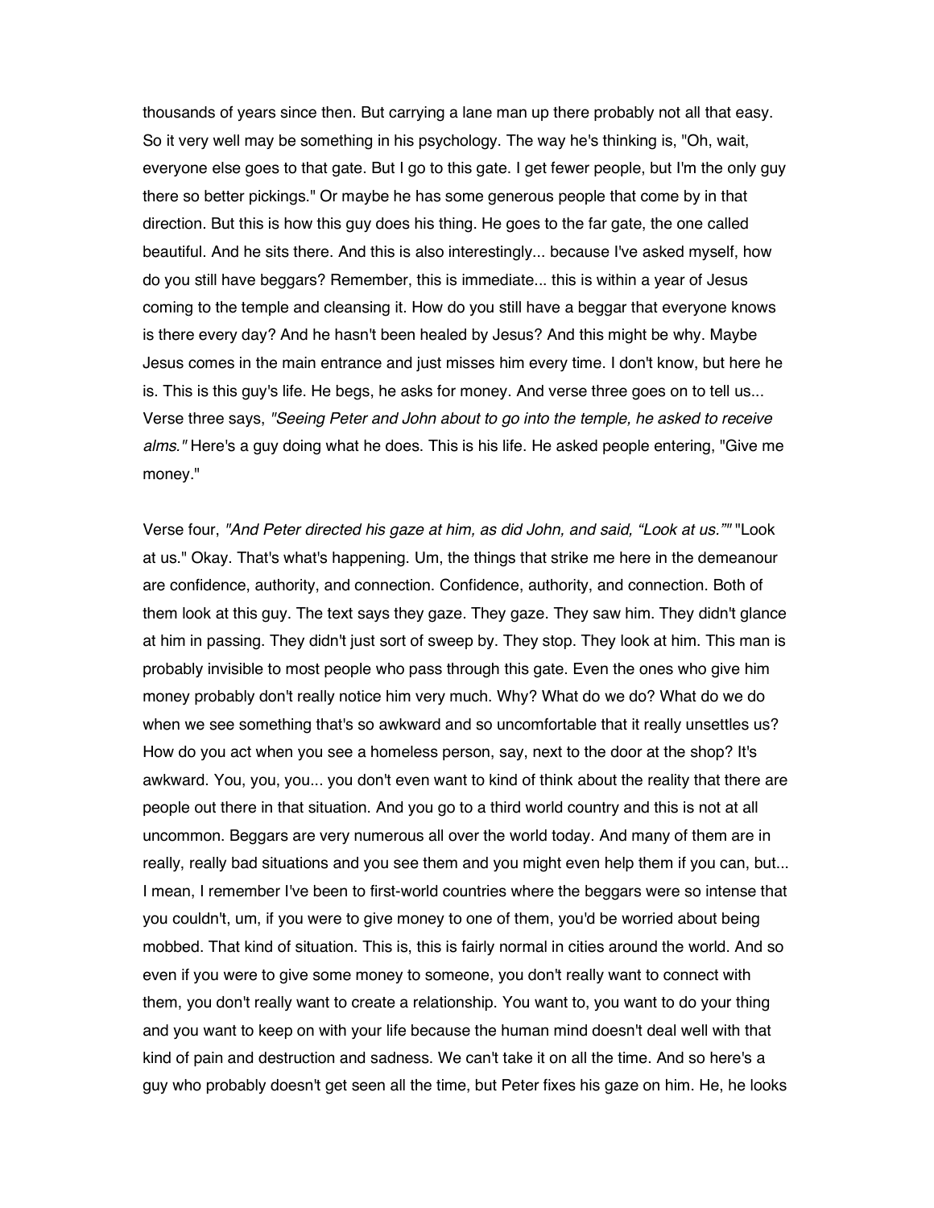thousands of years since then. But carrying a lane man up there probably not all that easy. So it very well may be something in his psychology. The way he's thinking is, "Oh, wait, everyone else goes to that gate. But I go to this gate. I get fewer people, but I'm the only guy there so better pickings." Or maybe he has some generous people that come by in that direction. But this is how this guy does his thing. He goes to the far gate, the one called beautiful. And he sits there. And this is also interestingly... because I've asked myself, how do you still have beggars? Remember, this is immediate... this is within a year of Jesus coming to the temple and cleansing it. How do you still have a beggar that everyone knows is there every day? And he hasn't been healed by Jesus? And this might be why. Maybe Jesus comes in the main entrance and just misses him every time. I don't know, but here he is. This is this guy's life. He begs, he asks for money. And verse three goes on to tell us... Verse three says, *"Seeing Peter and John about to go into the temple, he asked to receive alms."* Here's a guy doing what he does. This is his life. He asked people entering, "Give me money."

Verse four, *"And Peter directed his gaze at him, as did John, and said, "Look at us.""* "Look at us." Okay. That's what's happening. Um, the things that strike me here in the demeanour are confidence, authority, and connection. Confidence, authority, and connection. Both of them look at this guy. The text says they gaze. They gaze. They saw him. They didn't glance at him in passing. They didn't just sort of sweep by. They stop. They look at him. This man is probably invisible to most people who pass through this gate. Even the ones who give him money probably don't really notice him very much. Why? What do we do? What do we do when we see something that's so awkward and so uncomfortable that it really unsettles us? How do you act when you see a homeless person, say, next to the door at the shop? It's awkward. You, you, you... you don't even want to kind of think about the reality that there are people out there in that situation. And you go to a third world country and this is not at all uncommon. Beggars are very numerous all over the world today. And many of them are in really, really bad situations and you see them and you might even help them if you can, but... I mean, I remember I've been to first-world countries where the beggars were so intense that you couldn't, um, if you were to give money to one of them, you'd be worried about being mobbed. That kind of situation. This is, this is fairly normal in cities around the world. And so even if you were to give some money to someone, you don't really want to connect with them, you don't really want to create a relationship. You want to, you want to do your thing and you want to keep on with your life because the human mind doesn't deal well with that kind of pain and destruction and sadness. We can't take it on all the time. And so here's a guy who probably doesn't get seen all the time, but Peter fixes his gaze on him. He, he looks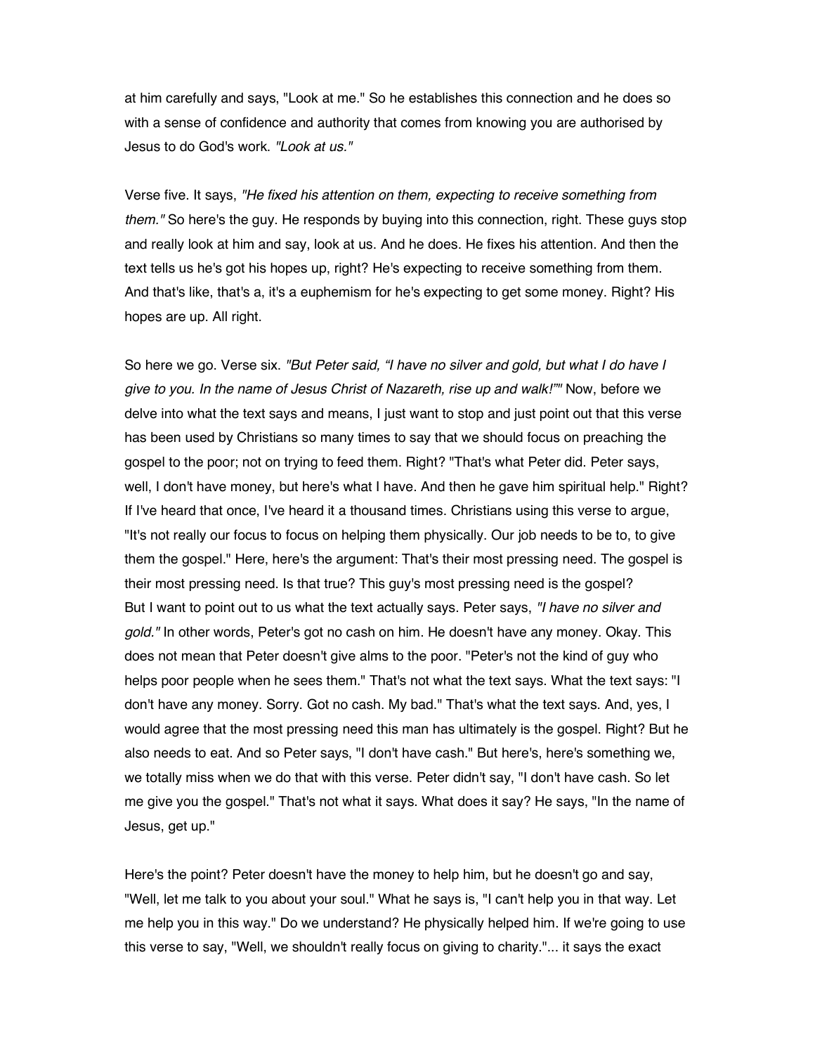at him carefully and says, "Look at me." So he establishes this connection and he does so with a sense of confidence and authority that comes from knowing you are authorised by Jesus to do God's work. *"Look at us."*

Verse five. It says, *"He fixed his attention on them, expecting to receive something from them."* So here's the guy. He responds by buying into this connection, right. These guys stop and really look at him and say, look at us. And he does. He fixes his attention. And then the text tells us he's got his hopes up, right? He's expecting to receive something from them. And that's like, that's a, it's a euphemism for he's expecting to get some money. Right? His hopes are up. All right.

So here we go. Verse six. *"But Peter said, "I have no silver and gold, but what I do have I give to you. In the name of Jesus Christ of Nazareth, rise up and walk!""* Now, before we delve into what the text says and means, I just want to stop and just point out that this verse has been used by Christians so many times to say that we should focus on preaching the gospel to the poor; not on trying to feed them. Right? "That's what Peter did. Peter says, well, I don't have money, but here's what I have. And then he gave him spiritual help." Right? If I've heard that once, I've heard it a thousand times. Christians using this verse to argue, "It's not really our focus to focus on helping them physically. Our job needs to be to, to give them the gospel." Here, here's the argument: That's their most pressing need. The gospel is their most pressing need. Is that true? This guy's most pressing need is the gospel?
But I want to point out to us what the text actually says. Peter says, *"I have no silver and gold."* In other words, Peter's got no cash on him. He doesn't have any money. Okay. This does not mean that Peter doesn't give alms to the poor. "Peter's not the kind of guy who helps poor people when he sees them." That's not what the text says. What the text says: "I don't have any money. Sorry. Got no cash. My bad." That's what the text says. And, yes, I would agree that the most pressing need this man has ultimately is the gospel. Right? But he also needs to eat. And so Peter says, "I don't have cash." But here's, here's something we, we totally miss when we do that with this verse. Peter didn't say, "I don't have cash. So let me give you the gospel." That's not what it says. What does it say? He says, "In the name of Jesus, get up."

Here's the point? Peter doesn't have the money to help him, but he doesn't go and say, "Well, let me talk to you about your soul." What he says is, "I can't help you in that way. Let me help you in this way." Do we understand? He physically helped him. If we're going to use this verse to say, "Well, we shouldn't really focus on giving to charity."... it says the exact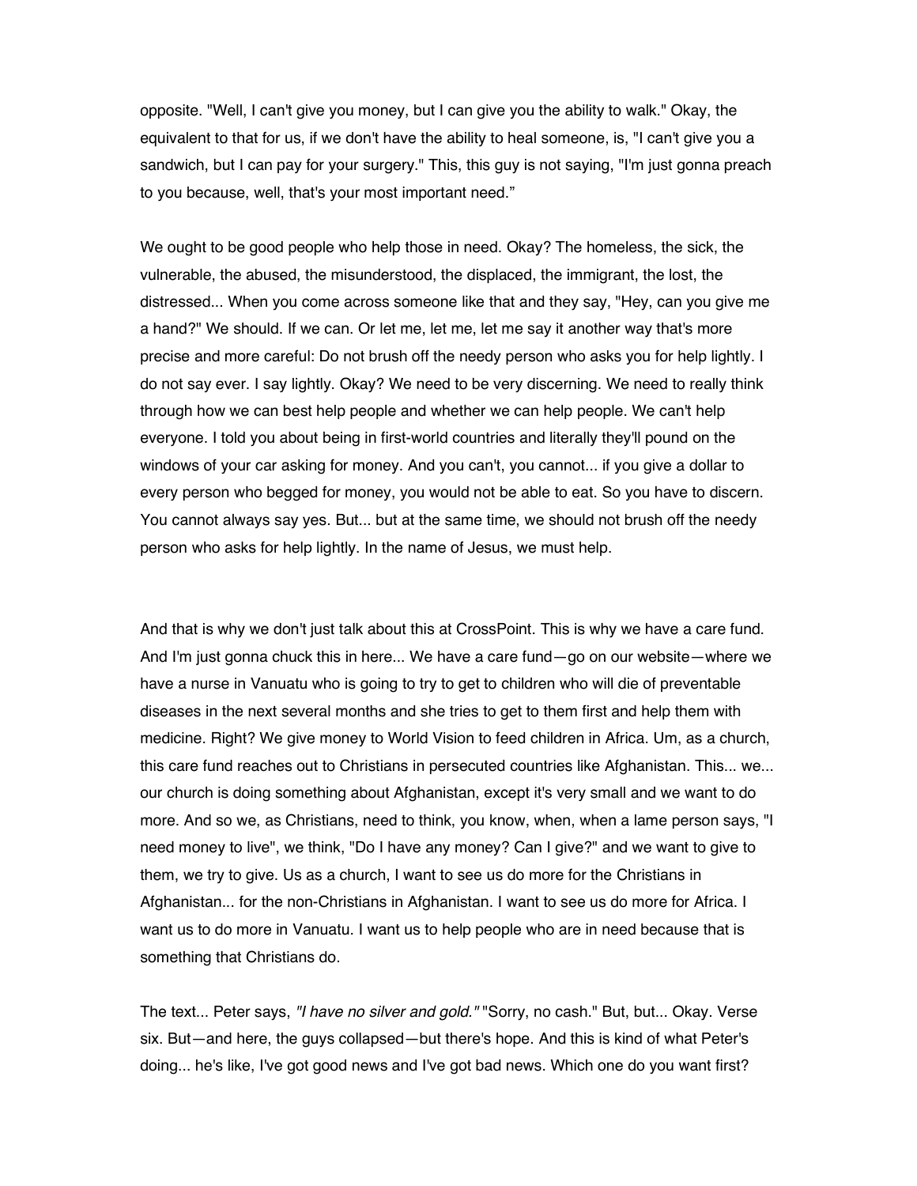opposite. "Well, I can't give you money, but I can give you the ability to walk." Okay, the equivalent to that for us, if we don't have the ability to heal someone, is, "I can't give you a sandwich, but I can pay for your surgery." This, this guy is not saying, "I'm just gonna preach to you because, well, that's your most important need."

We ought to be good people who help those in need. Okay? The homeless, the sick, the vulnerable, the abused, the misunderstood, the displaced, the immigrant, the lost, the distressed... When you come across someone like that and they say, "Hey, can you give me a hand?" We should. If we can. Or let me, let me, let me say it another way that's more precise and more careful: Do not brush off the needy person who asks you for help lightly. I do not say ever. I say lightly. Okay? We need to be very discerning. We need to really think through how we can best help people and whether we can help people. We can't help everyone. I told you about being in first-world countries and literally they'll pound on the windows of your car asking for money. And you can't, you cannot... if you give a dollar to every person who begged for money, you would not be able to eat. So you have to discern. You cannot always say yes. But... but at the same time, we should not brush off the needy person who asks for help lightly. In the name of Jesus, we must help.

And that is why we don't just talk about this at CrossPoint. This is why we have a care fund. And I'm just gonna chuck this in here... We have a care fund—go on our website—where we have a nurse in Vanuatu who is going to try to get to children who will die of preventable diseases in the next several months and she tries to get to them first and help them with medicine. Right? We give money to World Vision to feed children in Africa. Um, as a church, this care fund reaches out to Christians in persecuted countries like Afghanistan. This... we... our church is doing something about Afghanistan, except it's very small and we want to do more. And so we, as Christians, need to think, you know, when, when a lame person says, "I need money to live", we think, "Do I have any money? Can I give?" and we want to give to them, we try to give. Us as a church, I want to see us do more for the Christians in Afghanistan... for the non-Christians in Afghanistan. I want to see us do more for Africa. I want us to do more in Vanuatu. I want us to help people who are in need because that is something that Christians do.

The text... Peter says, *"I have no silver and gold."* "Sorry, no cash." But, but... Okay. Verse six. But—and here, the guys collapsed—but there's hope. And this is kind of what Peter's doing... he's like, I've got good news and I've got bad news. Which one do you want first?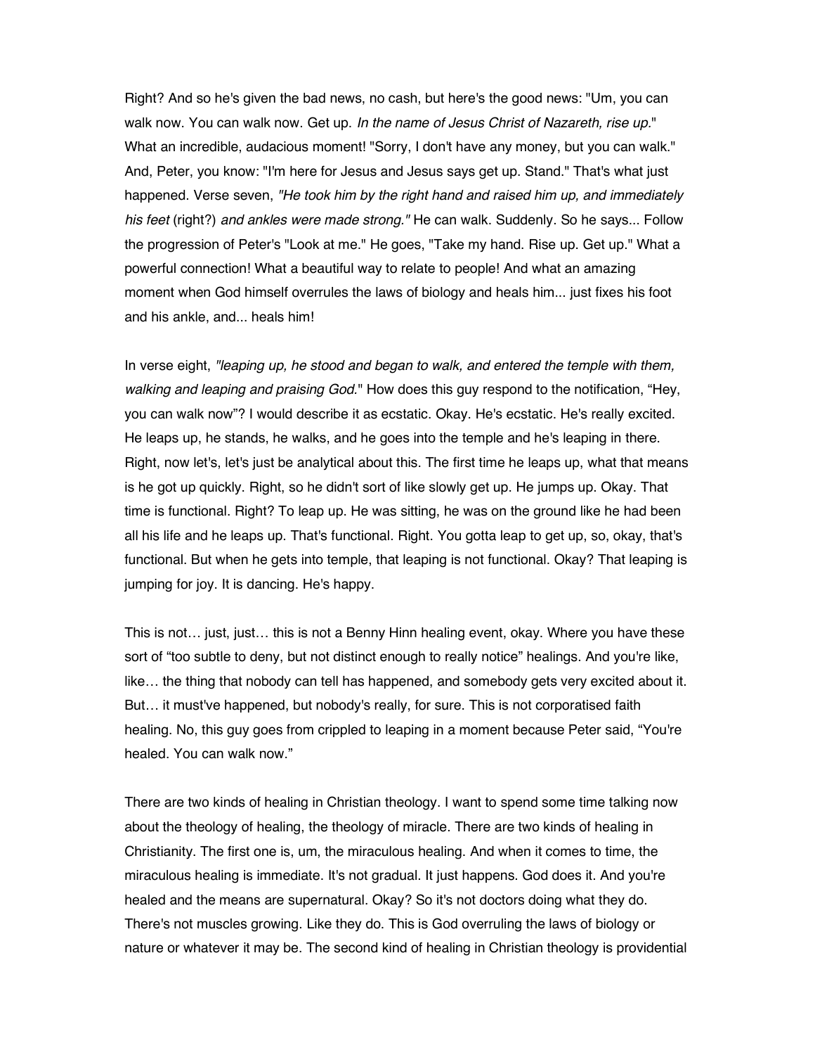Right? And so he's given the bad news, no cash, but here's the good news: "Um, you can walk now. You can walk now. Get up. *In the name of Jesus Christ of Nazareth, rise up.*" What an incredible, audacious moment! "Sorry, I don't have any money, but you can walk." And, Peter, you know: "I'm here for Jesus and Jesus says get up. Stand." That's what just happened. Verse seven, *"He took him by the right hand and raised him up, and immediately his feet* (right?) *and ankles were made strong."* He can walk. Suddenly. So he says... Follow the progression of Peter's "Look at me." He goes, "Take my hand. Rise up. Get up." What a powerful connection! What a beautiful way to relate to people! And what an amazing moment when God himself overrules the laws of biology and heals him... just fixes his foot and his ankle, and... heals him!

In verse eight, *"leaping up, he stood and began to walk, and entered the temple with them, walking and leaping and praising God.*" How does this guy respond to the notification, "Hey, you can walk now"? I would describe it as ecstatic. Okay. He's ecstatic. He's really excited. He leaps up, he stands, he walks, and he goes into the temple and he's leaping in there. Right, now let's, let's just be analytical about this. The first time he leaps up, what that means is he got up quickly. Right, so he didn't sort of like slowly get up. He jumps up. Okay. That time is functional. Right? To leap up. He was sitting, he was on the ground like he had been all his life and he leaps up. That's functional. Right. You gotta leap to get up, so, okay, that's functional. But when he gets into temple, that leaping is not functional. Okay? That leaping is jumping for joy. It is dancing. He's happy.

This is not… just, just… this is not a Benny Hinn healing event, okay. Where you have these sort of "too subtle to deny, but not distinct enough to really notice" healings. And you're like, like… the thing that nobody can tell has happened, and somebody gets very excited about it. But… it must've happened, but nobody's really, for sure. This is not corporatised faith healing. No, this guy goes from crippled to leaping in a moment because Peter said, "You're healed. You can walk now."

There are two kinds of healing in Christian theology. I want to spend some time talking now about the theology of healing, the theology of miracle. There are two kinds of healing in Christianity. The first one is, um, the miraculous healing. And when it comes to time, the miraculous healing is immediate. It's not gradual. It just happens. God does it. And you're healed and the means are supernatural. Okay? So it's not doctors doing what they do. There's not muscles growing. Like they do. This is God overruling the laws of biology or nature or whatever it may be. The second kind of healing in Christian theology is providential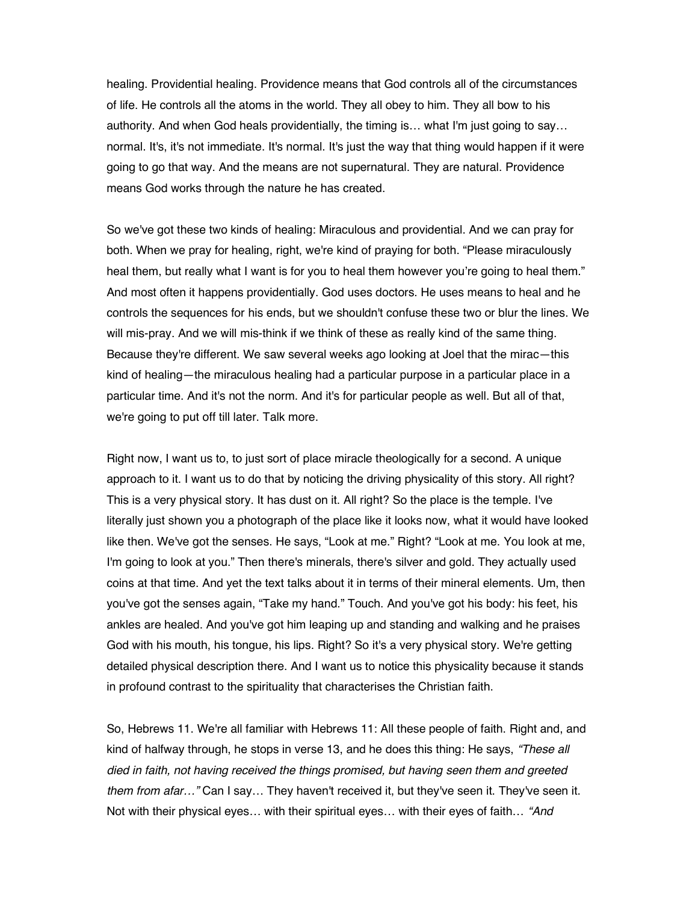healing. Providential healing. Providence means that God controls all of the circumstances of life. He controls all the atoms in the world. They all obey to him. They all bow to his authority. And when God heals providentially, the timing is… what I'm just going to say… normal. It's, it's not immediate. It's normal. It's just the way that thing would happen if it were going to go that way. And the means are not supernatural. They are natural. Providence means God works through the nature he has created.

So we've got these two kinds of healing: Miraculous and providential. And we can pray for both. When we pray for healing, right, we're kind of praying for both. "Please miraculously heal them, but really what I want is for you to heal them however you're going to heal them." And most often it happens providentially. God uses doctors. He uses means to heal and he controls the sequences for his ends, but we shouldn't confuse these two or blur the lines. We will mis-pray. And we will mis-think if we think of these as really kind of the same thing. Because they're different. We saw several weeks ago looking at Joel that the mirac—this kind of healing—the miraculous healing had a particular purpose in a particular place in a particular time. And it's not the norm. And it's for particular people as well. But all of that, we're going to put off till later. Talk more.

Right now, I want us to, to just sort of place miracle theologically for a second. A unique approach to it. I want us to do that by noticing the driving physicality of this story. All right? This is a very physical story. It has dust on it. All right? So the place is the temple. I've literally just shown you a photograph of the place like it looks now, what it would have looked like then. We've got the senses. He says, "Look at me." Right? "Look at me. You look at me, I'm going to look at you." Then there's minerals, there's silver and gold. They actually used coins at that time. And yet the text talks about it in terms of their mineral elements. Um, then you've got the senses again, "Take my hand." Touch. And you've got his body: his feet, his ankles are healed. And you've got him leaping up and standing and walking and he praises God with his mouth, his tongue, his lips. Right? So it's a very physical story. We're getting detailed physical description there. And I want us to notice this physicality because it stands in profound contrast to the spirituality that characterises the Christian faith.

So, Hebrews 11. We're all familiar with Hebrews 11: All these people of faith. Right and, and kind of halfway through, he stops in verse 13, and he does this thing: He says, *"These all died in faith, not having received the things promised, but having seen them and greeted them from afar…"* Can I say… They haven't received it, but they've seen it. They've seen it. Not with their physical eyes… with their spiritual eyes… with their eyes of faith… *"And*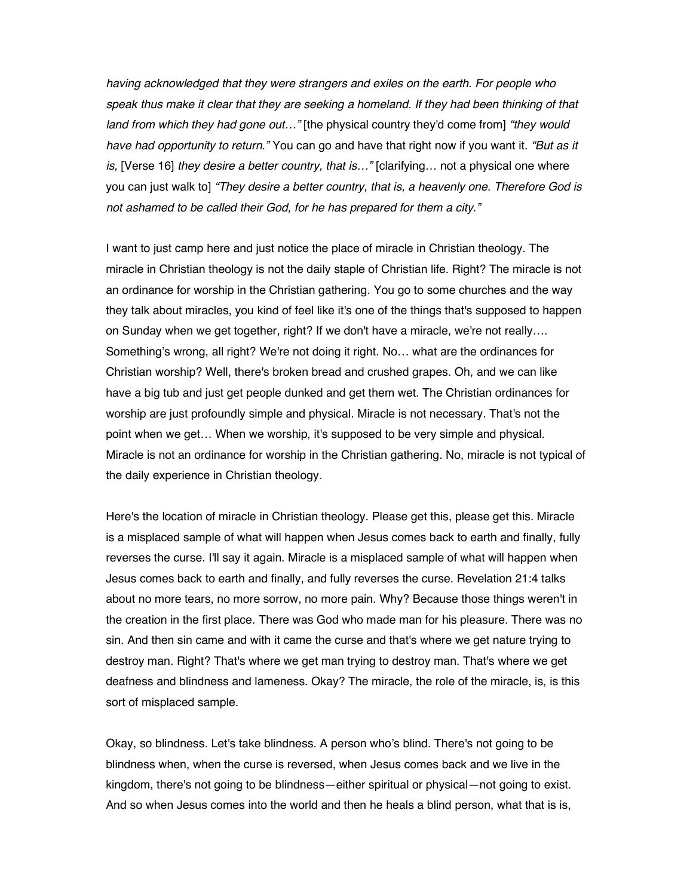*having acknowledged that they were strangers and exiles on the earth. For people who speak thus make it clear that they are seeking a homeland. If they had been thinking of that land from which they had gone out…"* [the physical country they'd come from] *"they would have had opportunity to return."* You can go and have that right now if you want it. *"But as it is,* [Verse 16] *they desire a better country, that is…"* [clarifying… not a physical one where you can just walk to] *"They desire a better country, that is, a heavenly one. Therefore God is not ashamed to be called their God, for he has prepared for them a city."*

I want to just camp here and just notice the place of miracle in Christian theology. The miracle in Christian theology is not the daily staple of Christian life. Right? The miracle is not an ordinance for worship in the Christian gathering. You go to some churches and the way they talk about miracles, you kind of feel like it's one of the things that's supposed to happen on Sunday when we get together, right? If we don't have a miracle, we're not really…. Something's wrong, all right? We're not doing it right. No… what are the ordinances for Christian worship? Well, there's broken bread and crushed grapes. Oh, and we can like have a big tub and just get people dunked and get them wet. The Christian ordinances for worship are just profoundly simple and physical. Miracle is not necessary. That's not the point when we get… When we worship, it's supposed to be very simple and physical. Miracle is not an ordinance for worship in the Christian gathering. No, miracle is not typical of the daily experience in Christian theology.

Here's the location of miracle in Christian theology. Please get this, please get this. Miracle is a misplaced sample of what will happen when Jesus comes back to earth and finally, fully reverses the curse. I'll say it again. Miracle is a misplaced sample of what will happen when Jesus comes back to earth and finally, and fully reverses the curse. Revelation 21:4 talks about no more tears, no more sorrow, no more pain. Why? Because those things weren't in the creation in the first place. There was God who made man for his pleasure. There was no sin. And then sin came and with it came the curse and that's where we get nature trying to destroy man. Right? That's where we get man trying to destroy man. That's where we get deafness and blindness and lameness. Okay? The miracle, the role of the miracle, is, is this sort of misplaced sample.

Okay, so blindness. Let's take blindness. A person who's blind. There's not going to be blindness when, when the curse is reversed, when Jesus comes back and we live in the kingdom, there's not going to be blindness—either spiritual or physical—not going to exist. And so when Jesus comes into the world and then he heals a blind person, what that is is,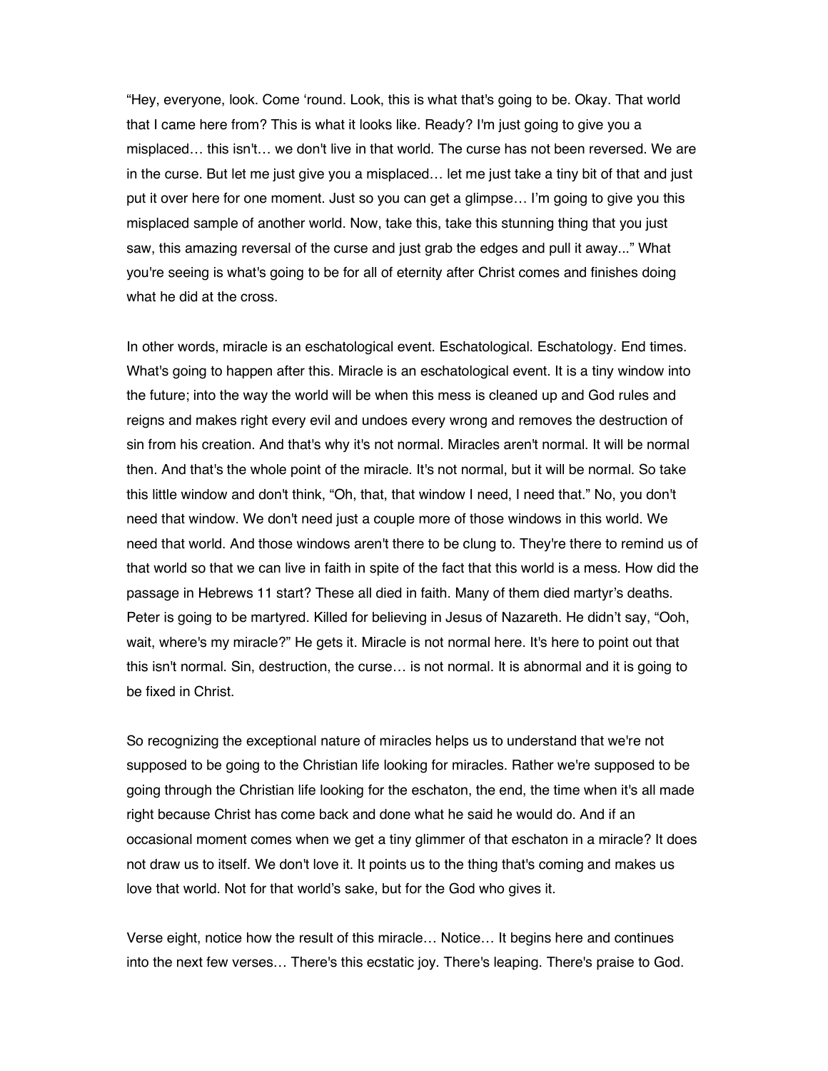“Hey, everyone, look. Come ‘round. Look, this is what that's going to be. Okay. That world that I came here from? This is what it looks like. Ready? I'm just going to give you a misplaced… this isn't… we don't live in that world. The curse has not been reversed. We are in the curse. But let me just give you a misplaced… let me just take a tiny bit of that and just put it over here for one moment. Just so you can get a glimpse… I’m going to give you this misplaced sample of another world. Now, take this, take this stunning thing that you just saw, this amazing reversal of the curse and just grab the edges and pull it away...” What you're seeing is what's going to be for all of eternity after Christ comes and finishes doing what he did at the cross.

In other words, miracle is an eschatological event. Eschatological. Eschatology. End times. What's going to happen after this. Miracle is an eschatological event. It is a tiny window into the future; into the way the world will be when this mess is cleaned up and God rules and reigns and makes right every evil and undoes every wrong and removes the destruction of sin from his creation. And that's why it's not normal. Miracles aren't normal. It will be normal then. And that's the whole point of the miracle. It's not normal, but it will be normal. So take this little window and don't think, “Oh, that, that window I need, I need that.” No, you don't need that window. We don't need just a couple more of those windows in this world. We need that world. And those windows aren't there to be clung to. They're there to remind us of that world so that we can live in faith in spite of the fact that this world is a mess. How did the passage in Hebrews 11 start? These all died in faith. Many of them died martyr’s deaths. Peter is going to be martyred. Killed for believing in Jesus of Nazareth. He didn’t say, “Ooh, wait, where's my miracle?” He gets it. Miracle is not normal here. It's here to point out that this isn't normal. Sin, destruction, the curse… is not normal. It is abnormal and it is going to be fixed in Christ.

So recognizing the exceptional nature of miracles helps us to understand that we're not supposed to be going to the Christian life looking for miracles. Rather we're supposed to be going through the Christian life looking for the eschaton, the end, the time when it's all made right because Christ has come back and done what he said he would do. And if an occasional moment comes when we get a tiny glimmer of that eschaton in a miracle? It does not draw us to itself. We don't love it. It points us to the thing that's coming and makes us love that world. Not for that world’s sake, but for the God who gives it.

Verse eight, notice how the result of this miracle… Notice… It begins here and continues into the next few verses… There's this ecstatic joy. There's leaping. There's praise to God.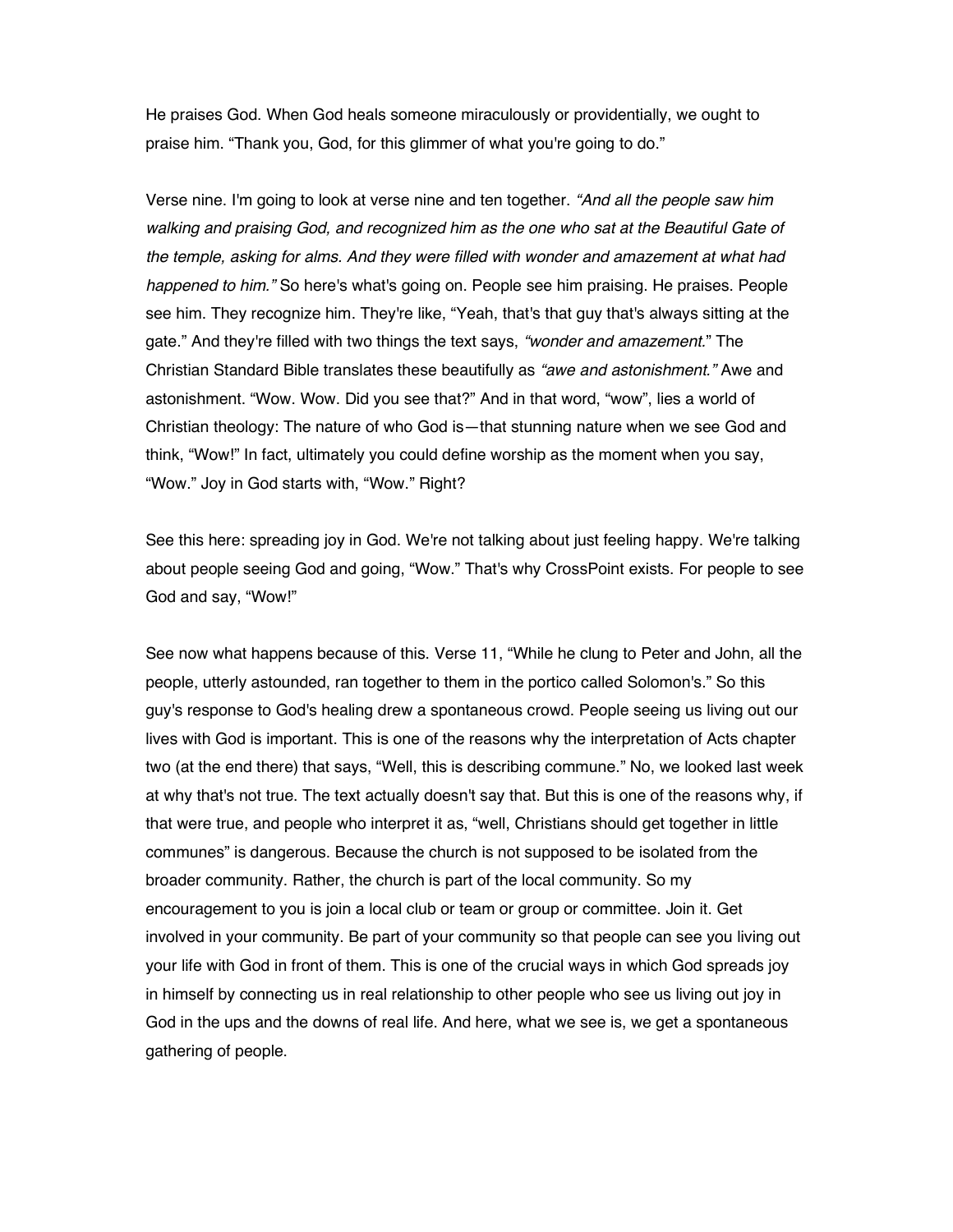He praises God. When God heals someone miraculously or providentially, we ought to praise him. "Thank you, God, for this glimmer of what you're going to do."

Verse nine. I'm going to look at verse nine and ten together. *"And all the people saw him walking and praising God, and recognized him as the one who sat at the Beautiful Gate of the temple, asking for alms. And they were filled with wonder and amazement at what had happened to him."* So here's what's going on. People see him praising. He praises. People see him. They recognize him. They're like, "Yeah, that's that guy that's always sitting at the gate." And they're filled with two things the text says, *"wonder and amazement.*" The Christian Standard Bible translates these beautifully as *"awe and astonishment."* Awe and astonishment. "Wow. Wow. Did you see that?" And in that word, "wow", lies a world of Christian theology: The nature of who God is—that stunning nature when we see God and think, "Wow!" In fact, ultimately you could define worship as the moment when you say, "Wow." Joy in God starts with, "Wow." Right?

See this here: spreading joy in God. We're not talking about just feeling happy. We're talking about people seeing God and going, "Wow." That's why CrossPoint exists. For people to see God and say, "Wow!"

See now what happens because of this. Verse 11, "While he clung to Peter and John, all the people, utterly astounded, ran together to them in the portico called Solomon's." So this guy's response to God's healing drew a spontaneous crowd. People seeing us living out our lives with God is important. This is one of the reasons why the interpretation of Acts chapter two (at the end there) that says, "Well, this is describing commune." No, we looked last week at why that's not true. The text actually doesn't say that. But this is one of the reasons why, if that were true, and people who interpret it as, "well, Christians should get together in little communes" is dangerous. Because the church is not supposed to be isolated from the broader community. Rather, the church is part of the local community. So my encouragement to you is join a local club or team or group or committee. Join it. Get involved in your community. Be part of your community so that people can see you living out your life with God in front of them. This is one of the crucial ways in which God spreads joy in himself by connecting us in real relationship to other people who see us living out joy in God in the ups and the downs of real life. And here, what we see is, we get a spontaneous gathering of people.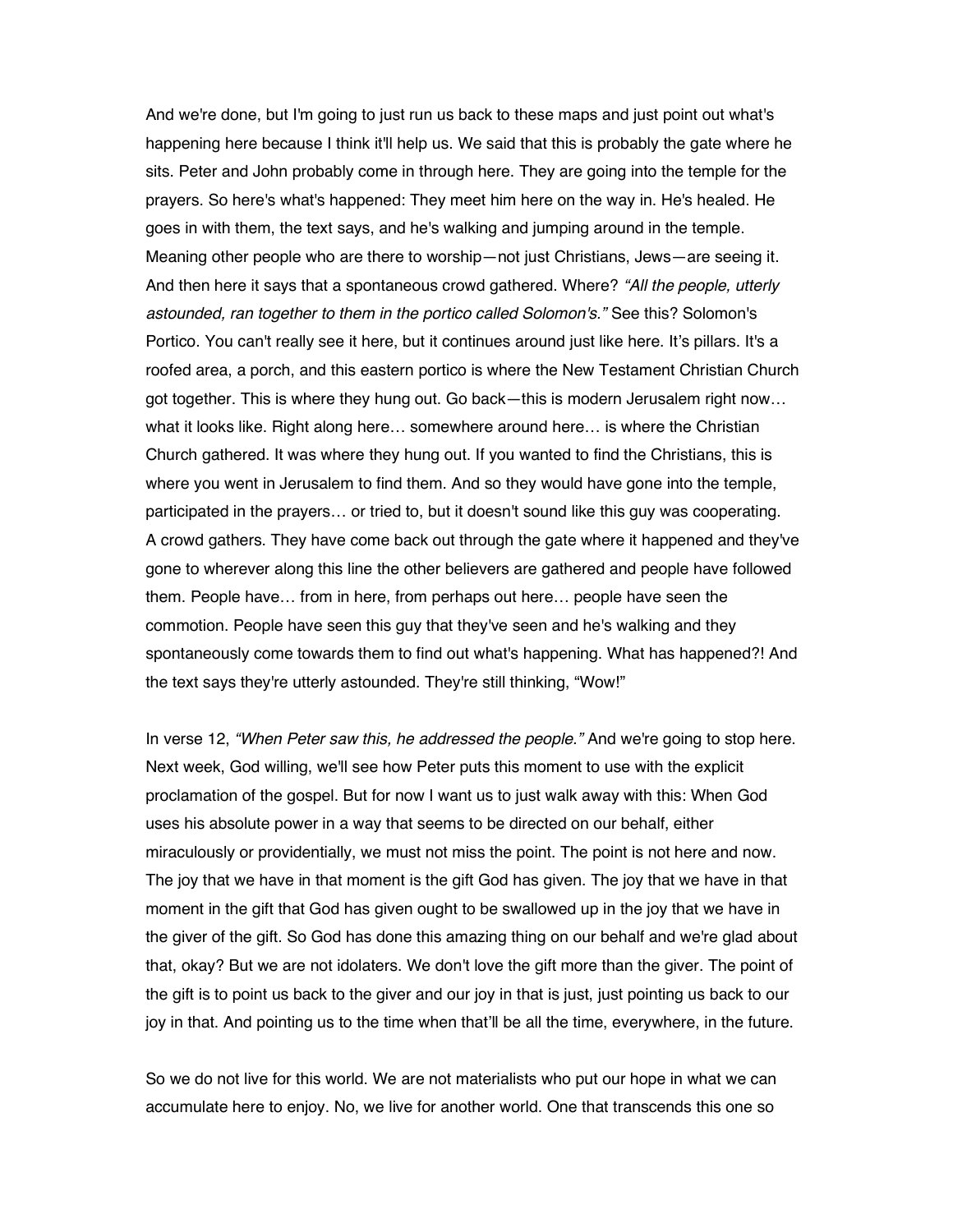And we're done, but I'm going to just run us back to these maps and just point out what's happening here because I think it'll help us. We said that this is probably the gate where he sits. Peter and John probably come in through here. They are going into the temple for the prayers. So here's what's happened: They meet him here on the way in. He's healed. He goes in with them, the text says, and he's walking and jumping around in the temple. Meaning other people who are there to worship—not just Christians, Jews—are seeing it. And then here it says that a spontaneous crowd gathered. Where? *"All the people, utterly astounded, ran together to them in the portico called Solomon's."* See this? Solomon's Portico. You can't really see it here, but it continues around just like here. It's pillars. It's a roofed area, a porch, and this eastern portico is where the New Testament Christian Church got together. This is where they hung out. Go back—this is modern Jerusalem right now… what it looks like. Right along here… somewhere around here… is where the Christian Church gathered. It was where they hung out. If you wanted to find the Christians, this is where you went in Jerusalem to find them. And so they would have gone into the temple, participated in the prayers… or tried to, but it doesn't sound like this guy was cooperating. A crowd gathers. They have come back out through the gate where it happened and they've gone to wherever along this line the other believers are gathered and people have followed them. People have… from in here, from perhaps out here… people have seen the commotion. People have seen this guy that they've seen and he's walking and they spontaneously come towards them to find out what's happening. What has happened?! And the text says they're utterly astounded. They're still thinking, "Wow!"

In verse 12, *"When Peter saw this, he addressed the people."* And we're going to stop here. Next week, God willing, we'll see how Peter puts this moment to use with the explicit proclamation of the gospel. But for now I want us to just walk away with this: When God uses his absolute power in a way that seems to be directed on our behalf, either miraculously or providentially, we must not miss the point. The point is not here and now. The joy that we have in that moment is the gift God has given. The joy that we have in that moment in the gift that God has given ought to be swallowed up in the joy that we have in the giver of the gift. So God has done this amazing thing on our behalf and we're glad about that, okay? But we are not idolaters. We don't love the gift more than the giver. The point of the gift is to point us back to the giver and our joy in that is just, just pointing us back to our joy in that. And pointing us to the time when that'll be all the time, everywhere, in the future.

So we do not live for this world. We are not materialists who put our hope in what we can accumulate here to enjoy. No, we live for another world. One that transcends this one so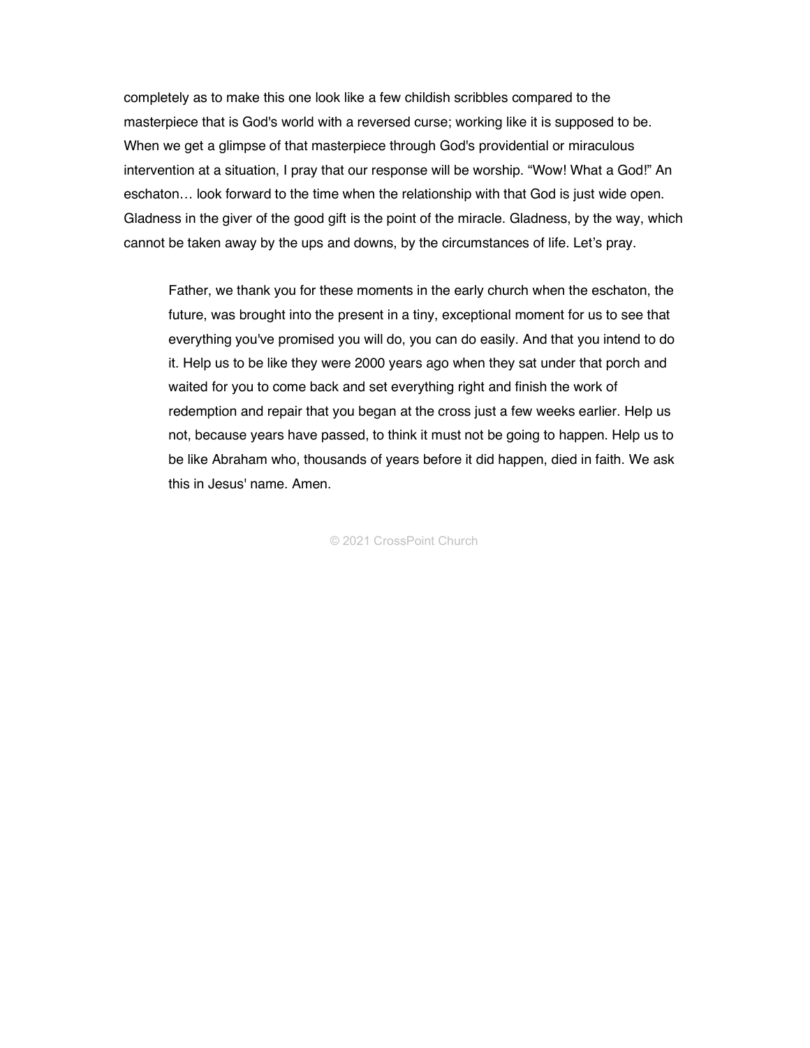completely as to make this one look like a few childish scribbles compared to the masterpiece that is God's world with a reversed curse; working like it is supposed to be. When we get a glimpse of that masterpiece through God's providential or miraculous intervention at a situation, I pray that our response will be worship. "Wow! What a God!" An eschaton… look forward to the time when the relationship with that God is just wide open. Gladness in the giver of the good gift is the point of the miracle. Gladness, by the way, which cannot be taken away by the ups and downs, by the circumstances of life. Let's pray.

> Father, we thank you for these moments in the early church when the eschaton, the future, was brought into the present in a tiny, exceptional moment for us to see that everything you've promised you will do, you can do easily. And that you intend to do it. Help us to be like they were 2000 years ago when they sat under that porch and waited for you to come back and set everything right and finish the work of redemption and repair that you began at the cross just a few weeks earlier. Help us not, because years have passed, to think it must not be going to happen. Help us to be like Abraham who, thousands of years before it did happen, died in faith. We ask this in Jesus' name. Amen.

© 2021 CrossPoint Church